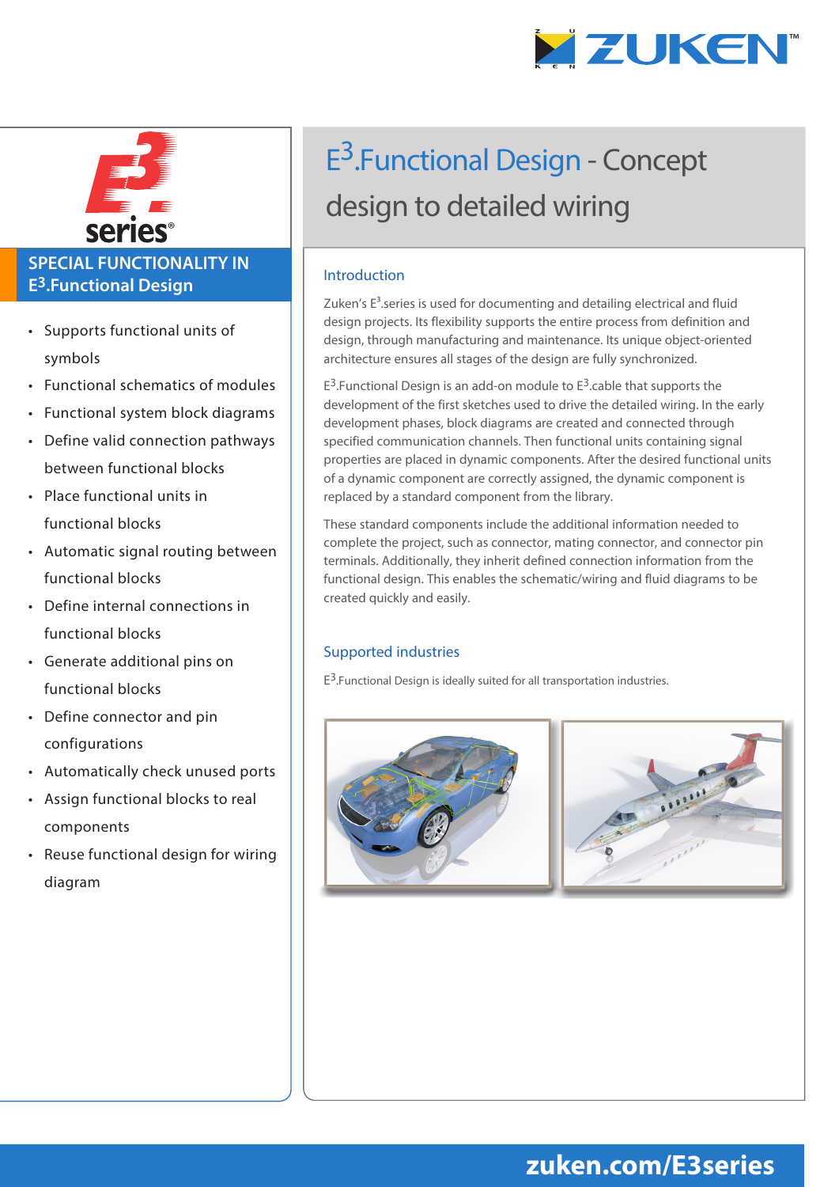# E³.Functional Design - Concept design to detailed wiring

## SPECIAL FUNCTIONALITY IN E³.Functional Design

- Supports functional units of symbols
- Functional schematics of modules
- Functional system block diagrams
- Define valid connection pathways between functional blocks
- Place functional units in functional blocks
- Automatic signal routing between functional blocks
- Define internal connections in functional blocks
- Generate additional pins on functional blocks
- Define connector and pin configurations
- Automatically check unused ports
- Assign functional blocks to real components
- Reuse functional design for wiring diagram

## Introduction

Zuken's E³.series is used for documenting and detailing electrical and fluid design projects. Its flexibility supports the entire process from definition and design, through manufacturing and maintenance. Its unique object-oriented architecture ensures all stages of the design are fully synchronized.

E³.Functional Design is an add-on module to E³.cable that supports the development of the first sketches used to drive the detailed wiring. In the early development phases, block diagrams are created and connected through specified communication channels. Then functional units containing signal properties are placed in dynamic components. After the desired functional units of a dynamic component are correctly assigned, the dynamic component is replaced by a standard component from the library.

These standard components include the additional information needed to complete the project, such as connector, mating connector, and connector pin terminals. Additionally, they inherit defined connection information from the functional design. This enables the schematic/wiring and fluid diagrams to be created quickly and easily.

## Supported industries

E³.Functional Design is ideally suited for all transportation industries.

zuken.com/E3series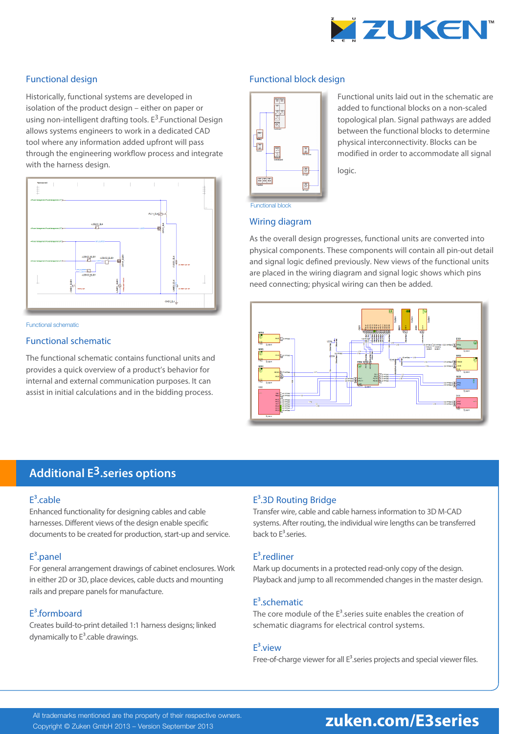## Functional design

Historically, functional systems are developed in isolation of the product design – either on paper or using non-intelligent drafting tools. E³.Functional Design allows systems engineers to work in a dedicated CAD tool where any information added upfront will pass through the engineering workflow process and integrate with the harness design.

Functional schematic

## Functional schematic

The functional schematic contains functional units and provides a quick overview of a product's behavior for internal and external communication purposes. It can assist in initial calculations and in the bidding process.

## Functional block design

Functional units laid out in the schematic are added to functional blocks on a non-scaled topological plan. Signal pathways are added between the functional blocks to determine physical interconnectivity. Blocks can be modified in order to accommodate all signal logic.

Functional block

## Wiring diagram

As the overall design progresses, functional units are converted into physical components. These components will contain all pin-out detail and signal logic defined previously. New views of the functional units are placed in the wiring diagram and signal logic shows which pins need connecting; physical wiring can then be added.

# Additional E³.series options

### E³.cable

Enhanced functionality for designing cables and cable harnesses. Different views of the design enable specific documents to be created for production, start-up and service.

### E³.panel

For general arrangement drawings of cabinet enclosures. Work in either 2D or 3D, place devices, cable ducts and mounting rails and prepare panels for manufacture.

### E³.formboard

Creates build-to-print detailed 1:1 harness designs; linked dynamically to E³.cable drawings.

### E³.3D Routing Bridge

Transfer wire, cable and cable harness information to 3D M-CAD systems. After routing, the individual wire lengths can be transferred back to E³.series.

### E³.redliner

Mark up documents in a protected read-only copy of the design. Playback and jump to all recommended changes in the master design.

### E³.schematic

The core module of the E³.series suite enables the creation of schematic diagrams for electrical control systems.

### E³.view

Free-of-charge viewer for all E³.series projects and special viewer files.

All trademarks mentioned are the property of their respective owners.
Copyright © Zuken GmbH 2013 – Version September 2013

**zuken.com/E3series**